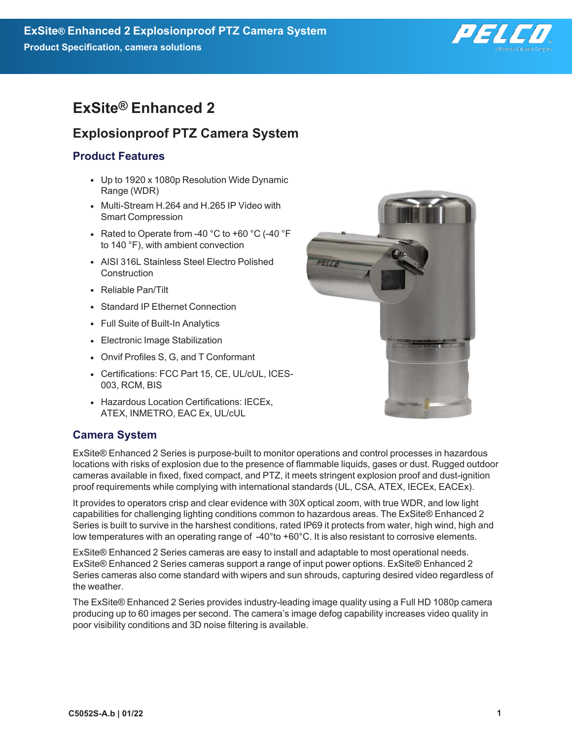# ExSite® Enhanced 2

## Explosionproof PTZ Camera System

### Product Features

- Up to 1920 x 1080p Resolution Wide Dynamic Range (WDR)
- Multi-Stream H.264 and H.265 IP Video with Smart Compression
- Rated to Operate from -40 °C to +60 °C (-40 °F to 140 °F), with ambient convection
- AISI 316L Stainless Steel Electro Polished Construction
- Reliable Pan/Tilt
- Standard IP Ethernet Connection
- Full Suite of Built-In Analytics
- Electronic Image Stabilization
- Onvif Profiles S, G, and T Conformant
- Certifications: FCC Part 15, CE, UL/cUL, ICES-003, RCM, BIS
- Hazardous Location Certifications: IECEx, ATEX, INMETRO, EAC Ex, UL/cUL

### Camera System

ExSite® Enhanced 2 Series is purpose-built to monitor operations and control processes in hazardous locations with risks of explosion due to the presence of flammable liquids, gases or dust. Rugged outdoor cameras available in fixed, fixed compact, and PTZ, it meets stringent explosion proof and dust-ignition proof requirements while complying with international standards (UL, CSA, ATEX, IECEx, EACEx).

It provides to operators crisp and clear evidence with 30X optical zoom, with true WDR, and low light capabilities for challenging lighting conditions common to hazardous areas. The ExSite® Enhanced 2 Series is built to survive in the harshest conditions, rated IP69 it protects from water, high wind, high and low temperatures with an operating range of -40°to +60°C. It is also resistant to corrosive elements.

ExSite® Enhanced 2 Series cameras are easy to install and adaptable to most operational needs. ExSite® Enhanced 2 Series cameras support a range of input power options. ExSite® Enhanced 2 Series cameras also come standard with wipers and sun shrouds, capturing desired video regardless of the weather.

The ExSite® Enhanced 2 Series provides industry-leading image quality using a Full HD 1080p camera producing up to 60 images per second. The camera's image defog capability increases video quality in poor visibility conditions and 3D noise filtering is available.

C5052S-A.b | 01/22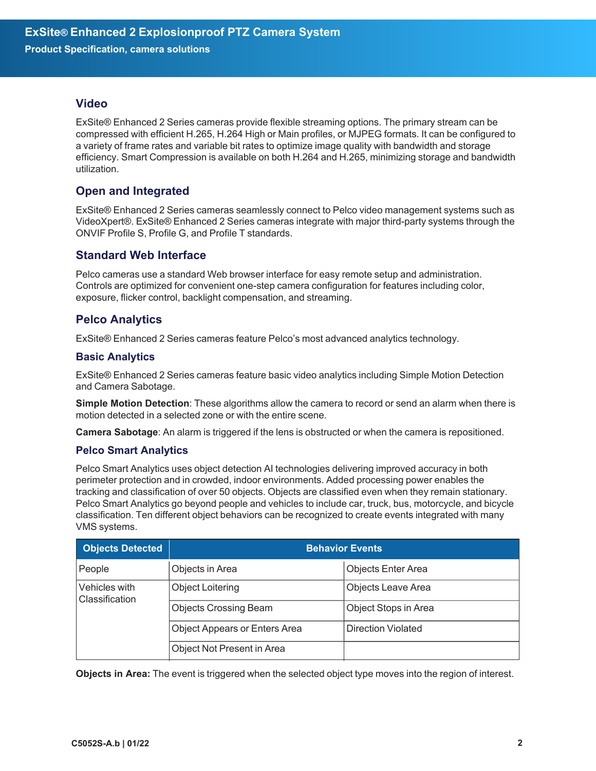## Video

ExSite® Enhanced 2 Series cameras provide flexible streaming options. The primary stream can be compressed with efficient H.265, H.264 High or Main profiles, or MJPEG formats. It can be configured to a variety of frame rates and variable bit rates to optimize image quality with bandwidth and storage efficiency. Smart Compression is available on both H.264 and H.265, minimizing storage and bandwidth utilization.

## Open and Integrated

ExSite® Enhanced 2 Series cameras seamlessly connect to Pelco video management systems such as VideoXpert®. ExSite® Enhanced 2 Series cameras integrate with major third-party systems through the ONVIF Profile S, Profile G, and Profile T standards.

## Standard Web Interface

Pelco cameras use a standard Web browser interface for easy remote setup and administration. Controls are optimized for convenient one-step camera configuration for features including color, exposure, flicker control, backlight compensation, and streaming.

## Pelco Analytics

ExSite® Enhanced 2 Series cameras feature Pelco's most advanced analytics technology.

### Basic Analytics

ExSite® Enhanced 2 Series cameras feature basic video analytics including Simple Motion Detection and Camera Sabotage.

**Simple Motion Detection**: These algorithms allow the camera to record or send an alarm when there is motion detected in a selected zone or with the entire scene.

**Camera Sabotage**: An alarm is triggered if the lens is obstructed or when the camera is repositioned.

### Pelco Smart Analytics

Pelco Smart Analytics uses object detection AI technologies delivering improved accuracy in both perimeter protection and in crowded, indoor environments. Added processing power enables the tracking and classification of over 50 objects. Objects are classified even when they remain stationary. Pelco Smart Analytics go beyond people and vehicles to include car, truck, bus, motorcycle, and bicycle classification. Ten different object behaviors can be recognized to create events integrated with many VMS systems.

| Objects Detected | Behavior Events | |
|---|---|---|
| People | Objects in Area | Objects Enter Area |
| Vehicles with Classification | Object Loitering | Objects Leave Area |
| | Objects Crossing Beam | Object Stops in Area |
| | Object Appears or Enters Area | Direction Violated |
| | Object Not Present in Area | |

**Objects in Area:** The event is triggered when the selected object type moves into the region of interest.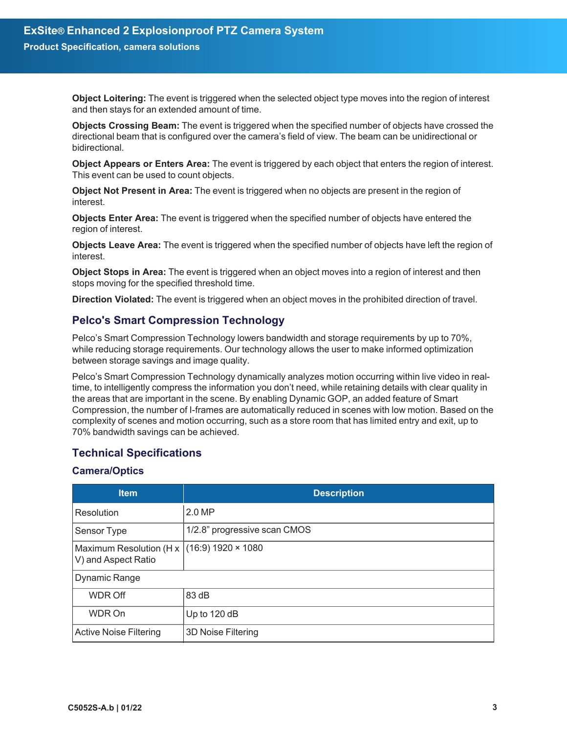**Object Loitering:** The event is triggered when the selected object type moves into the region of interest and then stays for an extended amount of time.

**Objects Crossing Beam:** The event is triggered when the specified number of objects have crossed the directional beam that is configured over the camera's field of view. The beam can be unidirectional or bidirectional.

**Object Appears or Enters Area:** The event is triggered by each object that enters the region of interest. This event can be used to count objects.

**Object Not Present in Area:** The event is triggered when no objects are present in the region of interest.

**Objects Enter Area:** The event is triggered when the specified number of objects have entered the region of interest.

**Objects Leave Area:** The event is triggered when the specified number of objects have left the region of interest.

**Object Stops in Area:** The event is triggered when an object moves into a region of interest and then stops moving for the specified threshold time.

**Direction Violated:** The event is triggered when an object moves in the prohibited direction of travel.

## Pelco's Smart Compression Technology

Pelco's Smart Compression Technology lowers bandwidth and storage requirements by up to 70%, while reducing storage requirements. Our technology allows the user to make informed optimization between storage savings and image quality.

Pelco's Smart Compression Technology dynamically analyzes motion occurring within live video in real-time, to intelligently compress the information you don't need, while retaining details with clear quality in the areas that are important in the scene. By enabling Dynamic GOP, an added feature of Smart Compression, the number of I-frames are automatically reduced in scenes with low motion. Based on the complexity of scenes and motion occurring, such as a store room that has limited entry and exit, up to 70% bandwidth savings can be achieved.

## Technical Specifications

### Camera/Optics

| Item | Description |
|---|---|
| Resolution | 2.0 MP |
| Sensor Type | 1/2.8" progressive scan CMOS |
| Maximum Resolution (H x V) and Aspect Ratio | (16:9) 1920 × 1080 |
| Dynamic Range | |
| WDR Off | 83 dB |
| WDR On | Up to 120 dB |
| Active Noise Filtering | 3D Noise Filtering |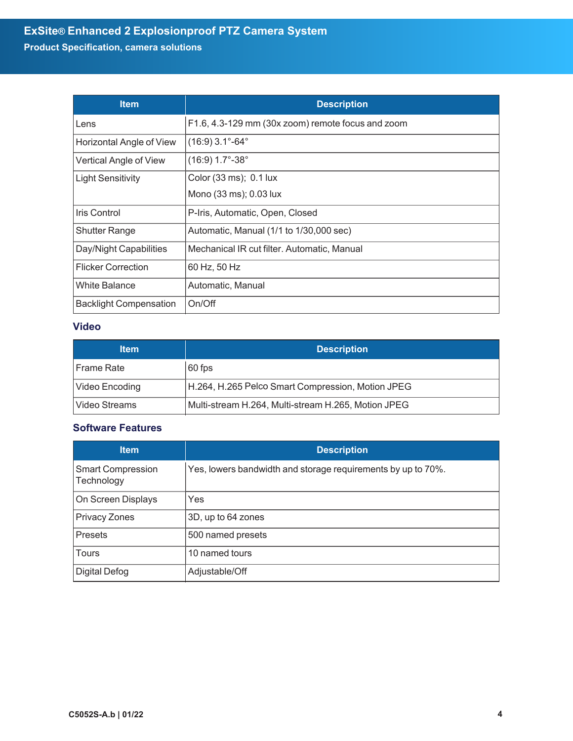| Item | Description |
| --- | --- |
| Lens | F1.6, 4.3-129 mm (30x zoom) remote focus and zoom |
| Horizontal Angle of View | (16:9) 3.1°-64° |
| Vertical Angle of View | (16:9) 1.7°-38° |
| Light Sensitivity | Color (33 ms); 0.1 lux<br>Mono (33 ms); 0.03 lux |
| Iris Control | P-Iris, Automatic, Open, Closed |
| Shutter Range | Automatic, Manual (1/1 to 1/30,000 sec) |
| Day/Night Capabilities | Mechanical IR cut filter. Automatic, Manual |
| Flicker Correction | 60 Hz, 50 Hz |
| White Balance | Automatic, Manual |
| Backlight Compensation | On/Off |

### Video

| Item | Description |
| --- | --- |
| Frame Rate | 60 fps |
| Video Encoding | H.264, H.265 Pelco Smart Compression, Motion JPEG |
| Video Streams | Multi-stream H.264, Multi-stream H.265, Motion JPEG |

### Software Features

| Item | Description |
| --- | --- |
| Smart Compression Technology | Yes, lowers bandwidth and storage requirements by up to 70%. |
| On Screen Displays | Yes |
| Privacy Zones | 3D, up to 64 zones |
| Presets | 500 named presets |
| Tours | 10 named tours |
| Digital Defog | Adjustable/Off |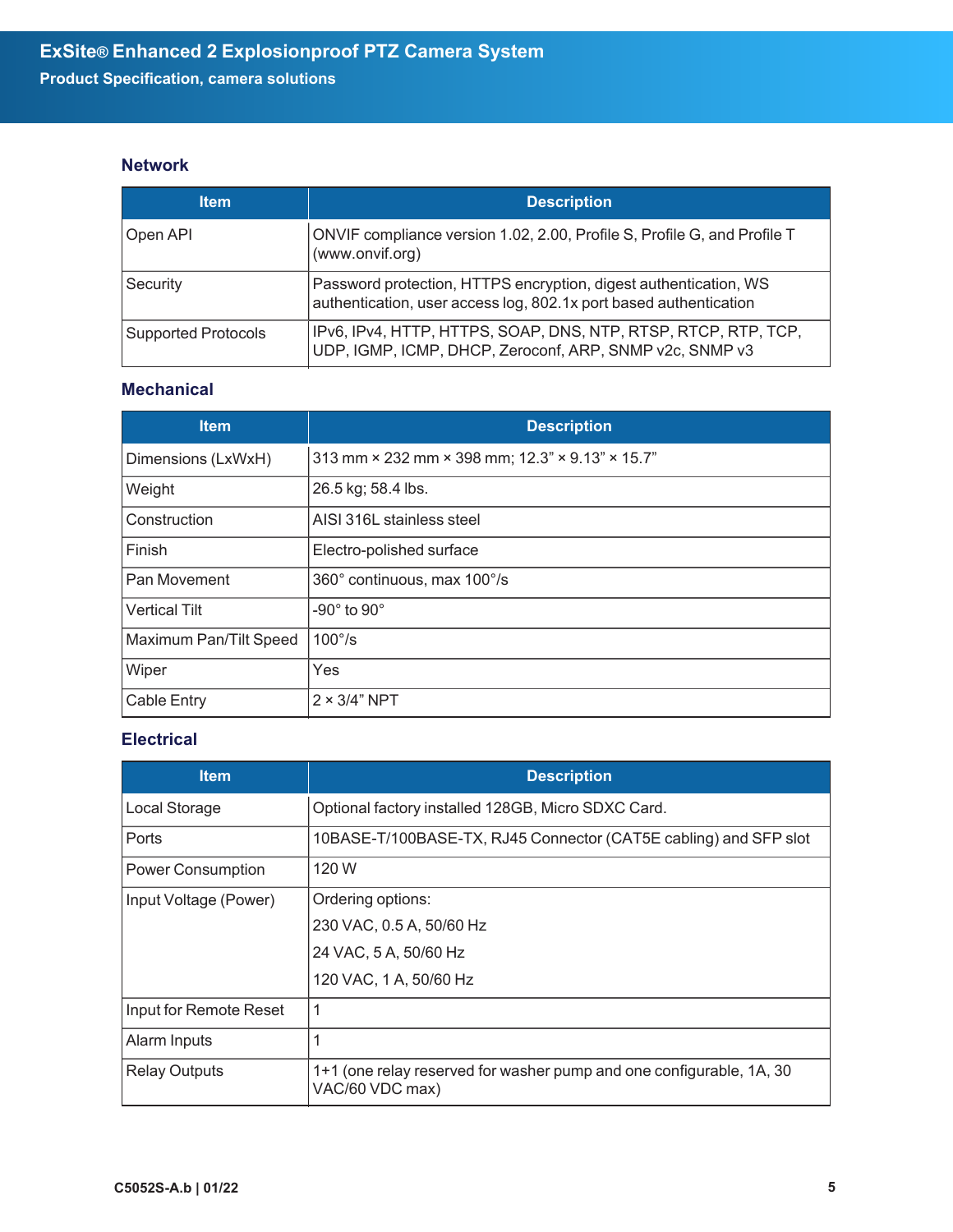## Network

| Item | Description |
| --- | --- |
| Open API | ONVIF compliance version 1.02, 2.00, Profile S, Profile G, and Profile T (www.onvif.org) |
| Security | Password protection, HTTPS encryption, digest authentication, WS authentication, user access log, 802.1x port based authentication |
| Supported Protocols | IPv6, IPv4, HTTP, HTTPS, SOAP, DNS, NTP, RTSP, RTCP, RTP, TCP, UDP, IGMP, ICMP, DHCP, Zeroconf, ARP, SNMP v2c, SNMP v3 |

## Mechanical

| Item | Description |
| --- | --- |
| Dimensions (LxWxH) | 313 mm × 232 mm × 398 mm; 12.3” × 9.13” × 15.7” |
| Weight | 26.5 kg; 58.4 lbs. |
| Construction | AISI 316L stainless steel |
| Finish | Electro-polished surface |
| Pan Movement | 360° continuous, max 100°/s |
| Vertical Tilt | -90° to 90° |
| Maximum Pan/Tilt Speed | 100°/s |
| Wiper | Yes |
| Cable Entry | 2 × 3/4” NPT |

## Electrical

| Item | Description |
| --- | --- |
| Local Storage | Optional factory installed 128GB, Micro SDXC Card. |
| Ports | 10BASE-T/100BASE-TX, RJ45 Connector (CAT5E cabling) and SFP slot |
| Power Consumption | 120 W |
| Input Voltage (Power) | Ordering options:<br>230 VAC, 0.5 A, 50/60 Hz<br>24 VAC, 5 A, 50/60 Hz<br>120 VAC, 1 A, 50/60 Hz |
| Input for Remote Reset | 1 |
| Alarm Inputs | 1 |
| Relay Outputs | 1+1 (one relay reserved for washer pump and one configurable, 1A, 30 VAC/60 VDC max) |

C5052S-A.b | 01/22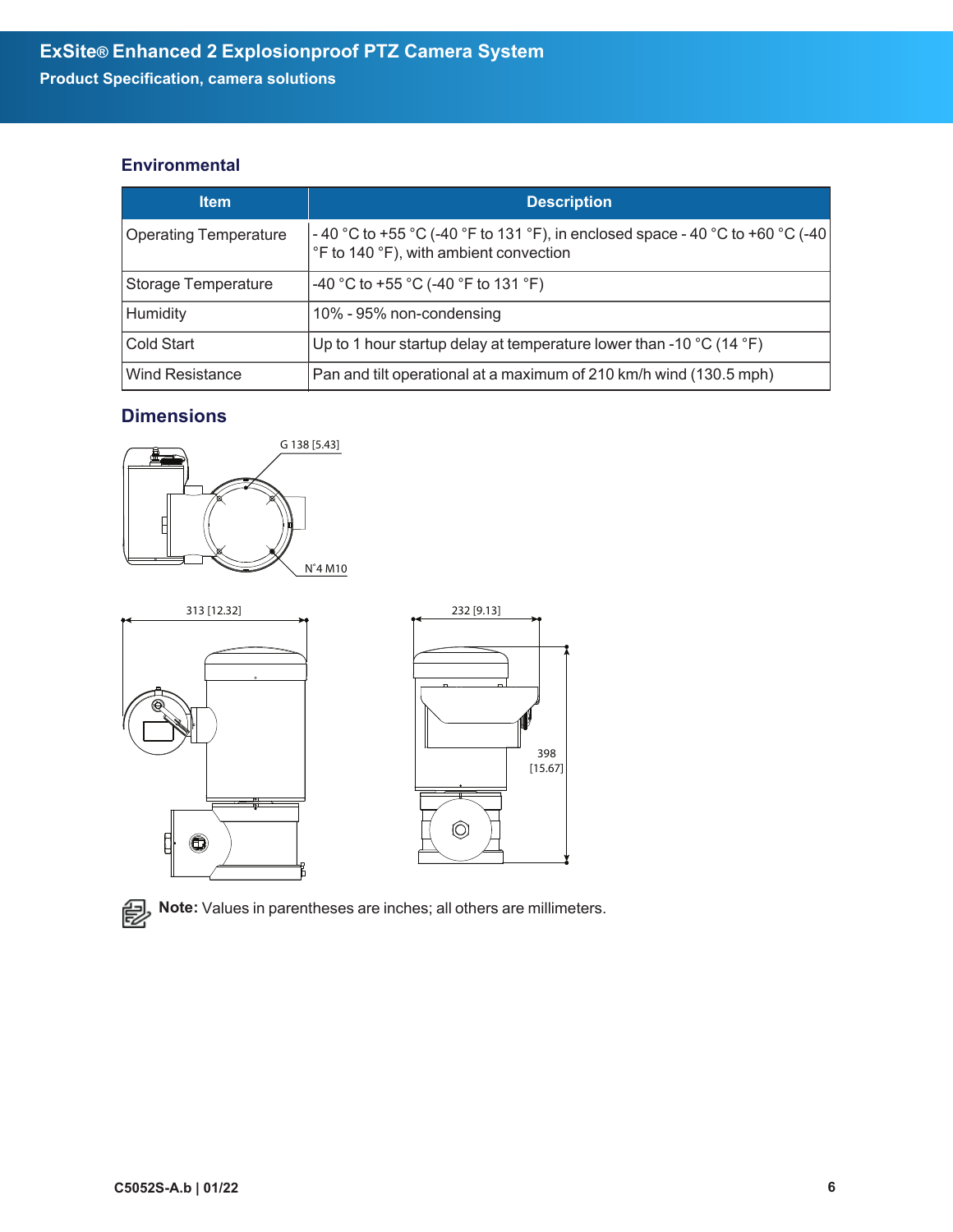## Environmental

| Item | Description |
|---|---|
| Operating Temperature | - 40 °C to +55 °C (-40 °F to 131 °F), in enclosed space - 40 °C to +60 °C (-40 °F to 140 °F), with ambient convection |
| Storage Temperature | -40 °C to +55 °C (-40 °F to 131 °F) |
| Humidity | 10% - 95% non-condensing |
| Cold Start | Up to 1 hour startup delay at temperature lower than -10 °C (14 °F) |
| Wind Resistance | Pan and tilt operational at a maximum of 210 km/h wind (130.5 mph) |

## Dimensions

G 138 [5.43]

N°4 M10

313 [12.32]

232 [9.13]

398
[15.67]

**Note:** Values in parentheses are inches; all others are millimeters.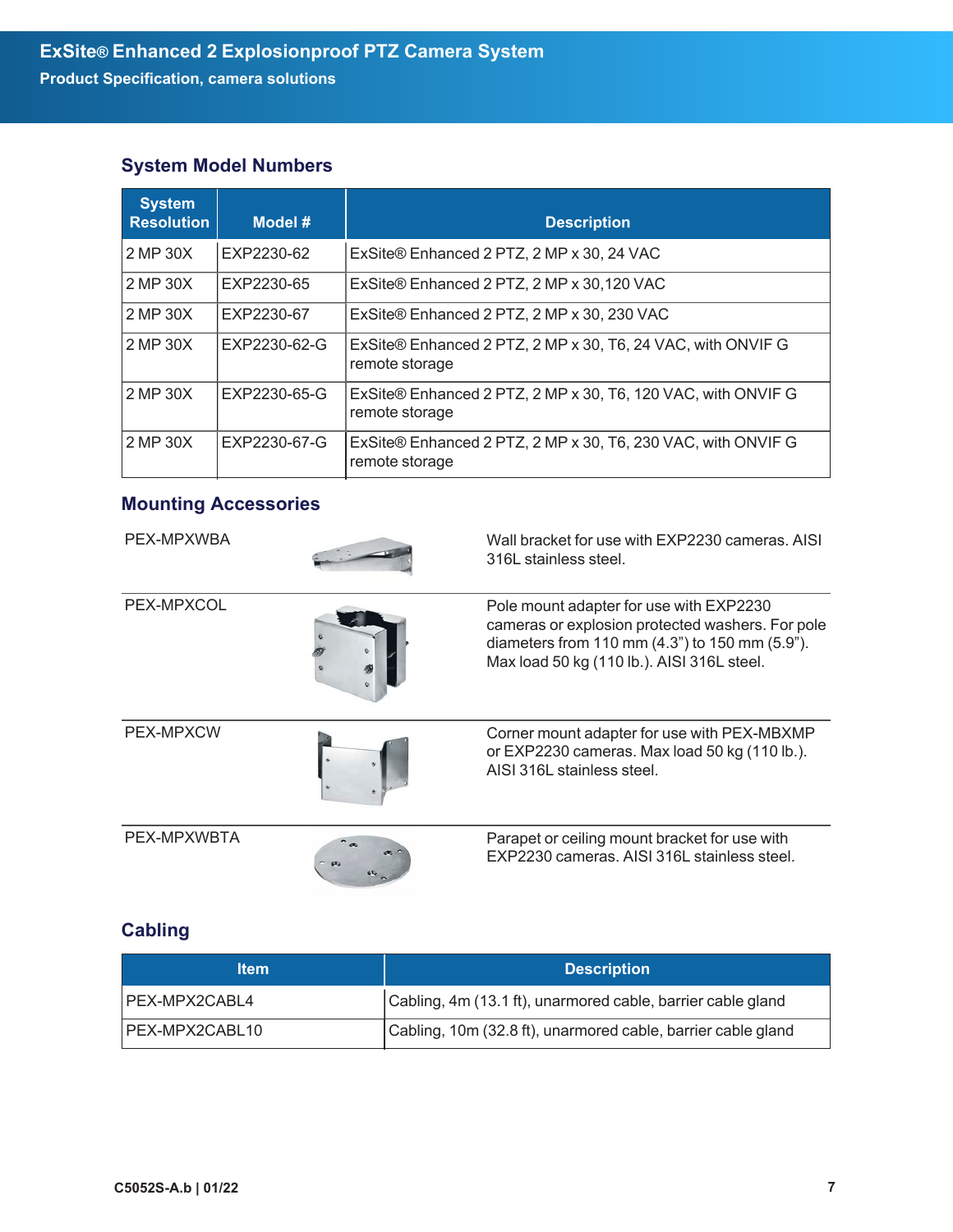## System Model Numbers

| System Resolution | Model # | Description |
|---|---|---|
| 2 MP 30X | EXP2230-62 | ExSite® Enhanced 2 PTZ, 2 MP x 30, 24 VAC |
| 2 MP 30X | EXP2230-65 | ExSite® Enhanced 2 PTZ, 2 MP x 30,120 VAC |
| 2 MP 30X | EXP2230-67 | ExSite® Enhanced 2 PTZ, 2 MP x 30, 230 VAC |
| 2 MP 30X | EXP2230-62-G | ExSite® Enhanced 2 PTZ, 2 MP x 30, T6, 24 VAC, with ONVIF G remote storage |
| 2 MP 30X | EXP2230-65-G | ExSite® Enhanced 2 PTZ, 2 MP x 30, T6, 120 VAC, with ONVIF G remote storage |
| 2 MP 30X | EXP2230-67-G | ExSite® Enhanced 2 PTZ, 2 MP x 30, T6, 230 VAC, with ONVIF G remote storage |

## Mounting Accessories

| | |
|---|---|
| PEX-MPXWBA | Wall bracket for use with EXP2230 cameras. AISI 316L stainless steel. |
| PEX-MPXCOL | Pole mount adapter for use with EXP2230 cameras or explosion protected washers. For pole diameters from 110 mm (4.3”) to 150 mm (5.9”). Max load 50 kg (110 lb.). AISI 316L steel. |
| PEX-MPXCW | Corner mount adapter for use with PEX-MBXMP or EXP2230 cameras. Max load 50 kg (110 lb.). AISI 316L stainless steel. |
| PEX-MPXWBTA | Parapet or ceiling mount bracket for use with EXP2230 cameras. AISI 316L stainless steel. |

## Cabling

| Item | Description |
|---|---|
| PEX-MPX2CABL4 | Cabling, 4m (13.1 ft), unarmored cable, barrier cable gland |
| PEX-MPX2CABL10 | Cabling, 10m (32.8 ft), unarmored cable, barrier cable gland |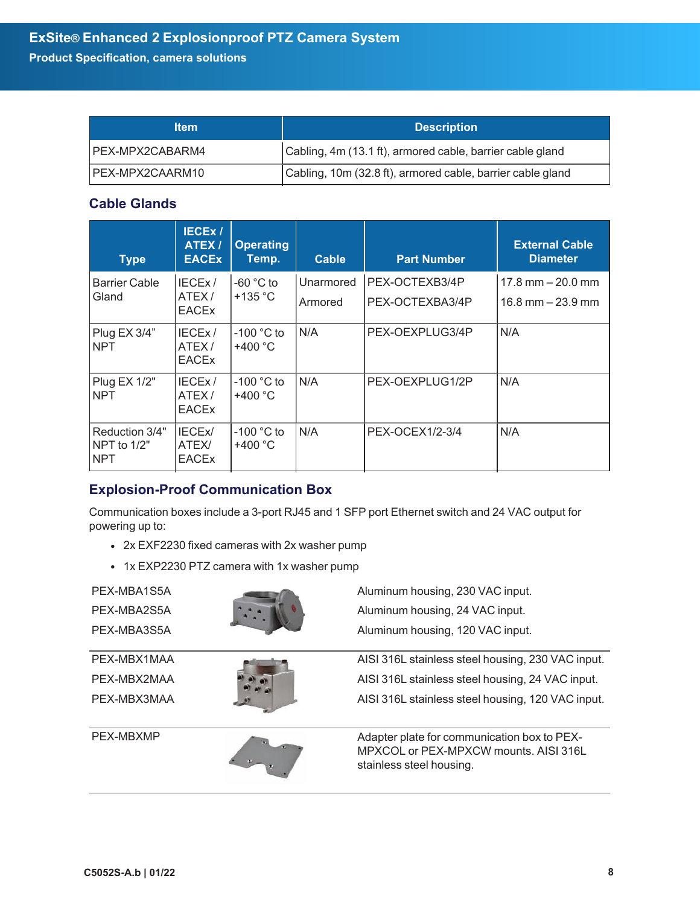| Item | Description |
|---|---|
| PEX-MPX2CABARM4 | Cabling, 4m (13.1 ft), armored cable, barrier cable gland |
| PEX-MPX2CAARM10 | Cabling, 10m (32.8 ft), armored cable, barrier cable gland |

## Cable Glands

| Type | IECEx / ATEX / EACEx | Operating Temp. | Cable | Part Number | External Cable Diameter |
|---|---|---|---|---|---|
| Barrier Cable Gland | IECEx / ATEX / EACEx | -60 °C to +135 °C | Unarmored<br>Armored | PEX-OCTEXB3/4P<br>PEX-OCTEXBA3/4P | 17.8 mm – 20.0 mm<br>16.8 mm – 23.9 mm |
| Plug EX 3/4" NPT | IECEx / ATEX / EACEx | -100 °C to +400 °C | N/A | PEX-OEXPLUG3/4P | N/A |
| Plug EX 1/2" NPT | IECEx / ATEX / EACEx | -100 °C to +400 °C | N/A | PEX-OEXPLUG1/2P | N/A |
| Reduction 3/4" NPT to 1/2" NPT | IECEx/ ATEX/ EACEx | -100 °C to +400 °C | N/A | PEX-OCEX1/2-3/4 | N/A |

## Explosion-Proof Communication Box

Communication boxes include a 3-port RJ45 and 1 SFP port Ethernet switch and 24 VAC output for powering up to:

- 2x EXF2230 fixed cameras with 2x washer pump
- 1x EXP2230 PTZ camera with 1x washer pump

| | |
|---|---|
| PEX-MBA1S5A | Aluminum housing, 230 VAC input. |
| PEX-MBA2S5A | Aluminum housing, 24 VAC input. |
| PEX-MBA3S5A | Aluminum housing, 120 VAC input. |
| PEX-MBX1MAA | AISI 316L stainless steel housing, 230 VAC input. |
| PEX-MBX2MAA | AISI 316L stainless steel housing, 24 VAC input. |
| PEX-MBX3MAA | AISI 316L stainless steel housing, 120 VAC input. |
| PEX-MBXMP | Adapter plate for communication box to PEX-MPXCOL or PEX-MPXCW mounts. AISI 316L stainless steel housing. |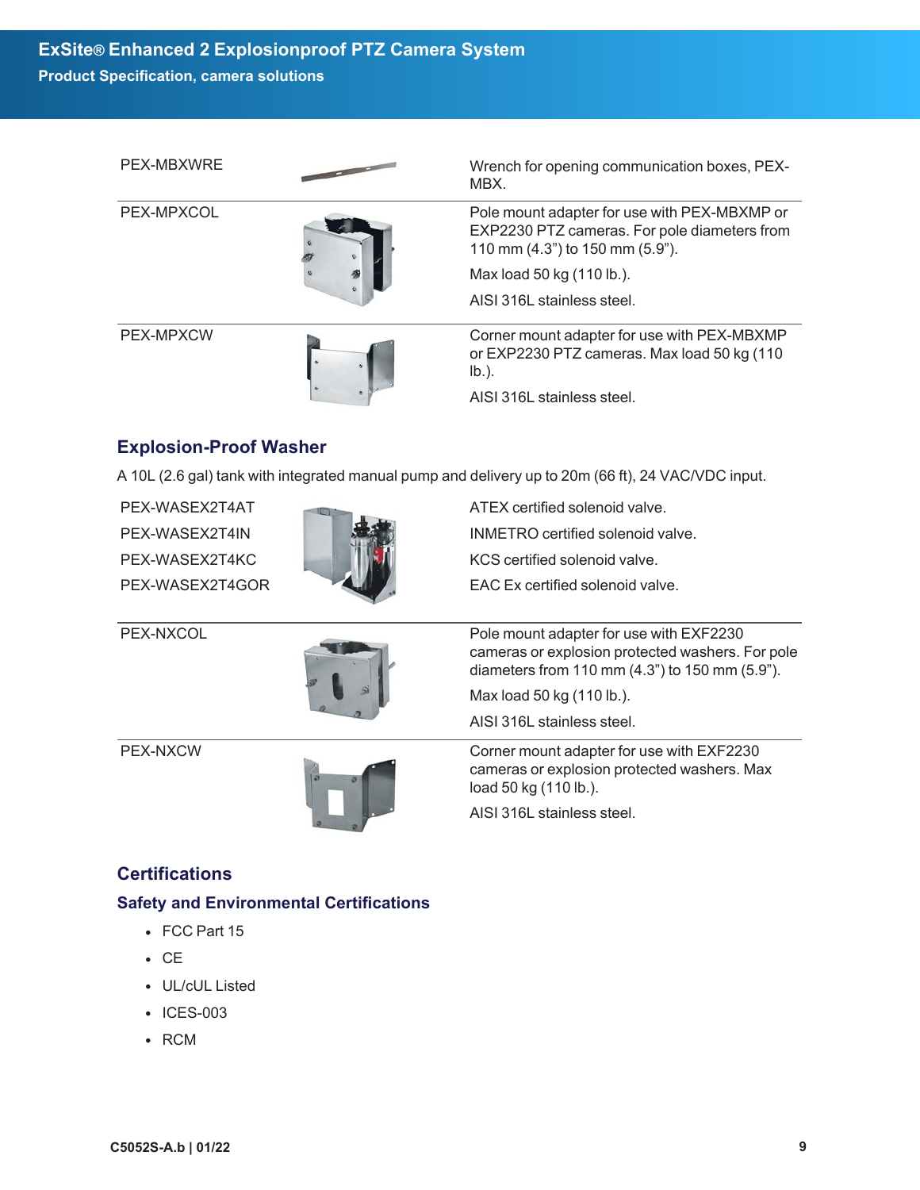| | |
|---|---|
| PEX-MBXWRE | Wrench for opening communication boxes, PEX-MBX. |
| PEX-MPXCOL | Pole mount adapter for use with PEX-MBXMP or EXP2230 PTZ cameras. For pole diameters from 110 mm (4.3”) to 150 mm (5.9”).<br>Max load 50 kg (110 lb.).<br>AISI 316L stainless steel. |
| PEX-MPXCW | Corner mount adapter for use with PEX-MBXMP or EXP2230 PTZ cameras. Max load 50 kg (110 lb.).<br>AISI 316L stainless steel. |

## Explosion-Proof Washer

A 10L (2.6 gal) tank with integrated manual pump and delivery up to 20m (66 ft), 24 VAC/VDC input.

| | |
|---|---|
| PEX-WASEX2T4AT | ATEX certified solenoid valve. |
| PEX-WASEX2T4IN | INMETRO certified solenoid valve. |
| PEX-WASEX2T4KC | KCS certified solenoid valve. |
| PEX-WASEX2T4GOR | EAC Ex certified solenoid valve. |
| PEX-NXCOL | Pole mount adapter for use with EXF2230 cameras or explosion protected washers. For pole diameters from 110 mm (4.3”) to 150 mm (5.9”).<br>Max load 50 kg (110 lb.).<br>AISI 316L stainless steel. |
| PEX-NXCW | Corner mount adapter for use with EXF2230 cameras or explosion protected washers. Max load 50 kg (110 lb.).<br>AISI 316L stainless steel. |

## Certifications

### Safety and Environmental Certifications

- FCC Part 15
- CE
- UL/cUL Listed
- ICES-003
- RCM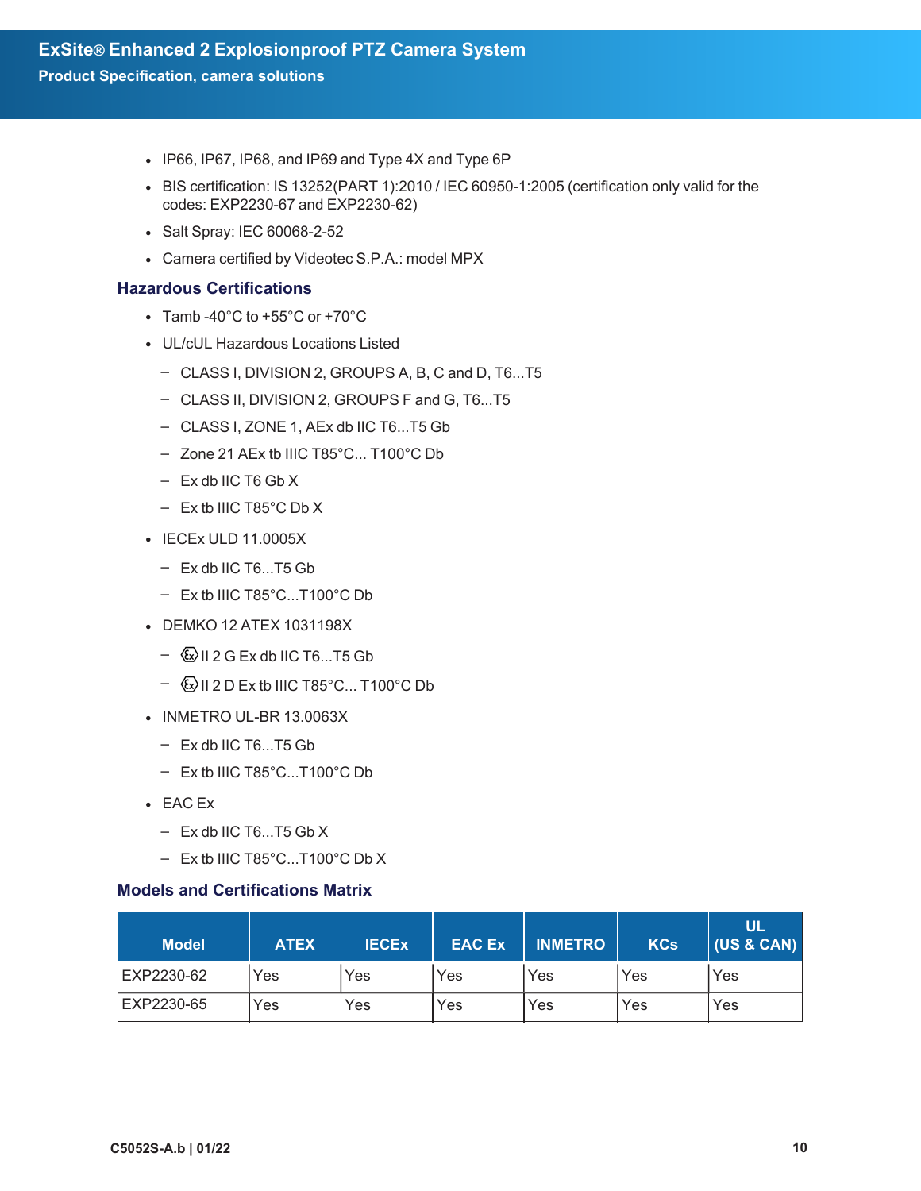- IP66, IP67, IP68, and IP69 and Type 4X and Type 6P
- BIS certification: IS 13252(PART 1):2010 / IEC 60950-1:2005 (certification only valid for the codes: EXP2230-67 and EXP2230-62)
- Salt Spray: IEC 60068-2-52
- Camera certified by Videotec S.P.A.: model MPX

### Hazardous Certifications

- Tamb -40°C to +55°C or +70°C
- UL/cUL Hazardous Locations Listed
  - CLASS I, DIVISION 2, GROUPS A, B, C and D, T6...T5
  - CLASS II, DIVISION 2, GROUPS F and G, T6...T5
  - CLASS I, ZONE 1, AEx db IIC T6...T5 Gb
  - Zone 21 AEx tb IIIC T85°C... T100°C Db
  - Ex db IIC T6 Gb X
  - Ex tb IIIC T85°C Db X
- IECEx ULD 11.0005X
  - Ex db IIC T6...T5 Gb
  - Ex tb IIIC T85°C...T100°C Db
- DEMKO 12 ATEX 1031198X
  - Ⓔx II 2 G Ex db IIC T6...T5 Gb
  - Ⓔx II 2 D Ex tb IIIC T85°C... T100°C Db
- INMETRO UL-BR 13.0063X
  - Ex db IIC T6...T5 Gb
  - Ex tb IIIC T85°C...T100°C Db
- EAC Ex
  - Ex db IIC T6...T5 Gb X
  - Ex tb IIIC T85°C...T100°C Db X

### Models and Certifications Matrix

| Model | ATEX | IECEx | EAC Ex | INMETRO | KCs | UL (US & CAN) |
|---|---|---|---|---|---|---|
| EXP2230-62 | Yes | Yes | Yes | Yes | Yes | Yes |
| EXP2230-65 | Yes | Yes | Yes | Yes | Yes | Yes |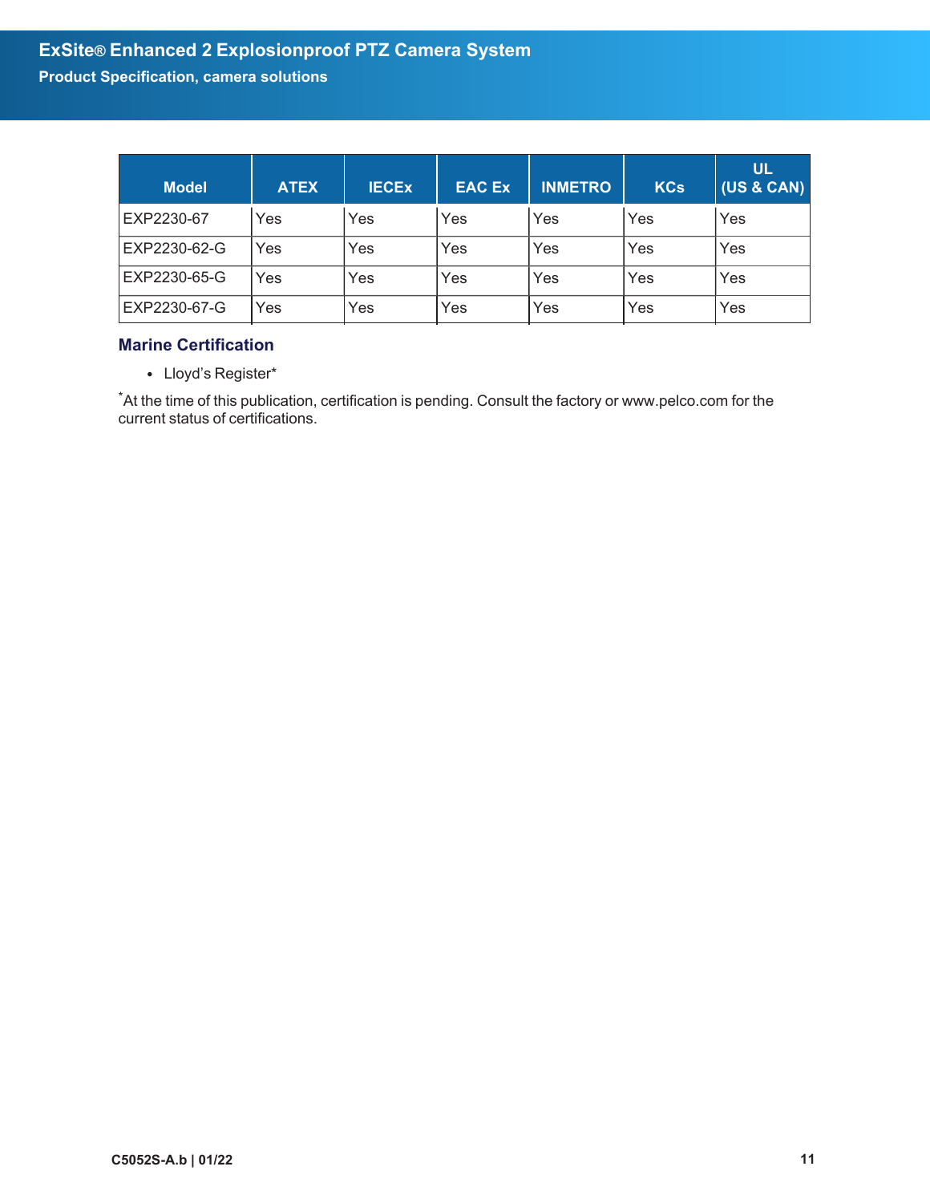| Model | ATEX | IECEx | EAC Ex | INMETRO | KCs | UL (US & CAN) |
|---|---|---|---|---|---|---|
| EXP2230-67 | Yes | Yes | Yes | Yes | Yes | Yes |
| EXP2230-62-G | Yes | Yes | Yes | Yes | Yes | Yes |
| EXP2230-65-G | Yes | Yes | Yes | Yes | Yes | Yes |
| EXP2230-67-G | Yes | Yes | Yes | Yes | Yes | Yes |

### Marine Certification

- Lloyd's Register*

*At the time of this publication, certification is pending. Consult the factory or www.pelco.com for the current status of certifications.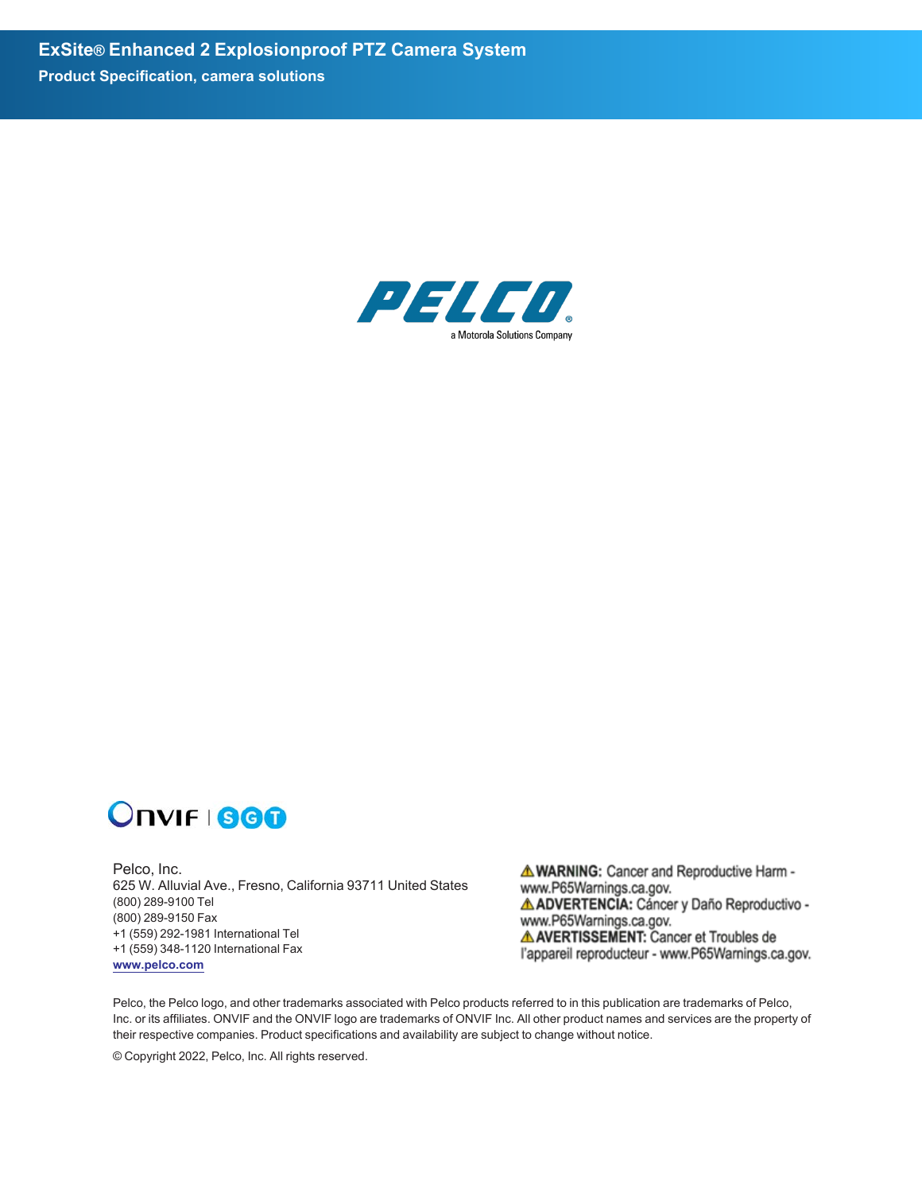a Motorola Solutions Company

Pelco, Inc.
625 W. Alluvial Ave., Fresno, California 93711 United States
(800) 289-9100 Tel
(800) 289-9150 Fax
+1 (559) 292-1981 International Tel
+1 (559) 348-1120 International Fax
www.pelco.com

⚠**WARNING:** Cancer and Reproductive Harm - www.P65Warnings.ca.gov.
⚠**ADVERTENCIA:** Cáncer y Daño Reproductivo - www.P65Warnings.ca.gov.
⚠**AVERTISSEMENT:** Cancer et Troubles de l'appareil reproducteur - www.P65Warnings.ca.gov.

Pelco, the Pelco logo, and other trademarks associated with Pelco products referred to in this publication are trademarks of Pelco, Inc. or its affiliates. ONVIF and the ONVIF logo are trademarks of ONVIF Inc. All other product names and services are the property of their respective companies. Product specifications and availability are subject to change without notice.

© Copyright 2022, Pelco, Inc. All rights reserved.